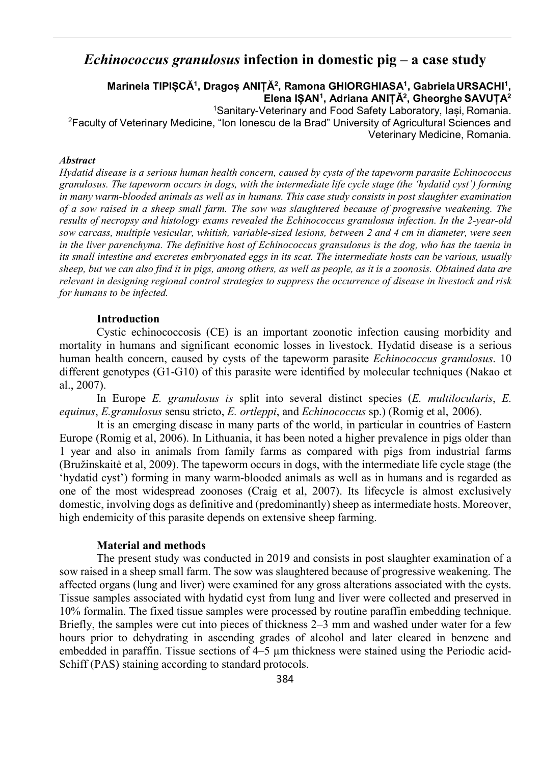# *Echinococcus granulosus* infection in domestic pig – a case study

**Marinela TIPIȘCĂ[1], Dragoș ANIȚĂ[2], Ramona GHIORGHIASA[1], Gabriela URSACHI[1], Elena IȘAN[1], Adriana ANIȚĂ[2], Gheorghe SAVUȚA[2]**

[1]Sanitary-Veterinary and Food Safety Laboratory, Iași, Romania.
[2]Faculty of Veterinary Medicine, "Ion Ionescu de la Brad" University of Agricultural Sciences and Veterinary Medicine, Romania.

***Abstract***

*Hydatid disease is a serious human health concern, caused by cysts of the tapeworm parasite Echinococcus granulosus. The tapeworm occurs in dogs, with the intermediate life cycle stage (the 'hydatid cyst') forming in many warm-blooded animals as well as in humans. This case study consists in post slaughter examination of a sow raised in a sheep small farm. The sow was slaughtered because of progressive weakening. The results of necropsy and histology exams revealed the Echinococcus granulosus infection. In the 2-year-old sow carcass, multiple vesicular, whitish, variable-sized lesions, between 2 and 4 cm in diameter, were seen in the liver parenchyma. The definitive host of Echinococcus gransulosus is the dog, who has the taenia in its small intestine and excretes embryonated eggs in its scat. The intermediate hosts can be various, usually sheep, but we can also find it in pigs, among others, as well as people, as it is a zoonosis. Obtained data are relevant in designing regional control strategies to suppress the occurrence of disease in livestock and risk for humans to be infected.*

## Introduction

Cystic echinococcosis (CE) is an important zoonotic infection causing morbidity and mortality in humans and significant economic losses in livestock. Hydatid disease is a serious human health concern, caused by cysts of the tapeworm parasite *Echinococcus granulosus*. 10 different genotypes (G1-G10) of this parasite were identified by molecular techniques (Nakao et al., 2007).

In Europe *E. granulosus is* split into several distinct species (*E. multilocularis*, *E. equinus*, *E.granulosus* sensu stricto, *E. ortleppi*, and *Echinococcus* sp.) (Romig et al, 2006).

It is an emerging disease in many parts of the world, in particular in countries of Eastern Europe (Romig et al, 2006). In Lithuania, it has been noted a higher prevalence in pigs older than 1 year and also in animals from family farms as compared with pigs from industrial farms (Bružinskaitė et al, 2009). The tapeworm occurs in dogs, with the intermediate life cycle stage (the 'hydatid cyst') forming in many warm-blooded animals as well as in humans and is regarded as one of the most widespread zoonoses (Craig et al, 2007). Its lifecycle is almost exclusively domestic, involving dogs as definitive and (predominantly) sheep as intermediate hosts. Moreover, high endemicity of this parasite depends on extensive sheep farming.

## Material and methods

The present study was conducted in 2019 and consists in post slaughter examination of a sow raised in a sheep small farm. The sow was slaughtered because of progressive weakening. The affected organs (lung and liver) were examined for any gross alterations associated with the cysts. Tissue samples associated with hydatid cyst from lung and liver were collected and preserved in 10% formalin. The fixed tissue samples were processed by routine paraffin embedding technique. Briefly, the samples were cut into pieces of thickness 2–3 mm and washed under water for a few hours prior to dehydrating in ascending grades of alcohol and later cleared in benzene and embedded in paraffin. Tissue sections of 4–5 μm thickness were stained using the Periodic acid-Schiff (PAS) staining according to standard protocols.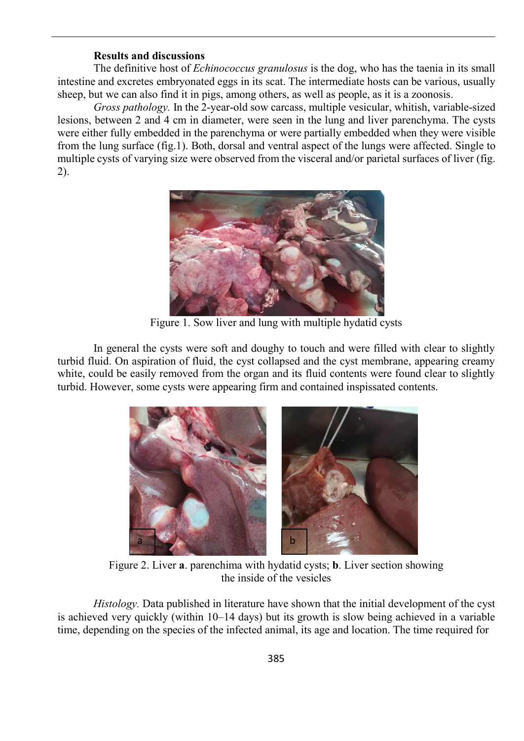**Results and discussions**

The definitive host of *Echinococcus granulosus* is the dog, who has the taenia in its small intestine and excretes embryonated eggs in its scat. The intermediate hosts can be various, usually sheep, but we can also find it in pigs, among others, as well as people, as it is a zoonosis.

*Gross pathology.* In the 2-year-old sow carcass, multiple vesicular, whitish, variable-sized lesions, between 2 and 4 cm in diameter, were seen in the lung and liver parenchyma. The cysts were either fully embedded in the parenchyma or were partially embedded when they were visible from the lung surface (fig.1). Both, dorsal and ventral aspect of the lungs were affected. Single to multiple cysts of varying size were observed from the visceral and/or parietal surfaces of liver (fig. 2).

Figure 1. Sow liver and lung with multiple hydatid cysts

In general the cysts were soft and doughy to touch and were filled with clear to slightly turbid fluid. On aspiration of fluid, the cyst collapsed and the cyst membrane, appearing creamy white, could be easily removed from the organ and its fluid contents were found clear to slightly turbid. However, some cysts were appearing firm and contained inspissated contents.

Figure 2. Liver **a**. parenchima with hydatid cysts; **b**. Liver section showing the inside of the vesicles

*Histology.* Data published in literature have shown that the initial development of the cyst is achieved very quickly (within 10–14 days) but its growth is slow being achieved in a variable time, depending on the species of the infected animal, its age and location. The time required for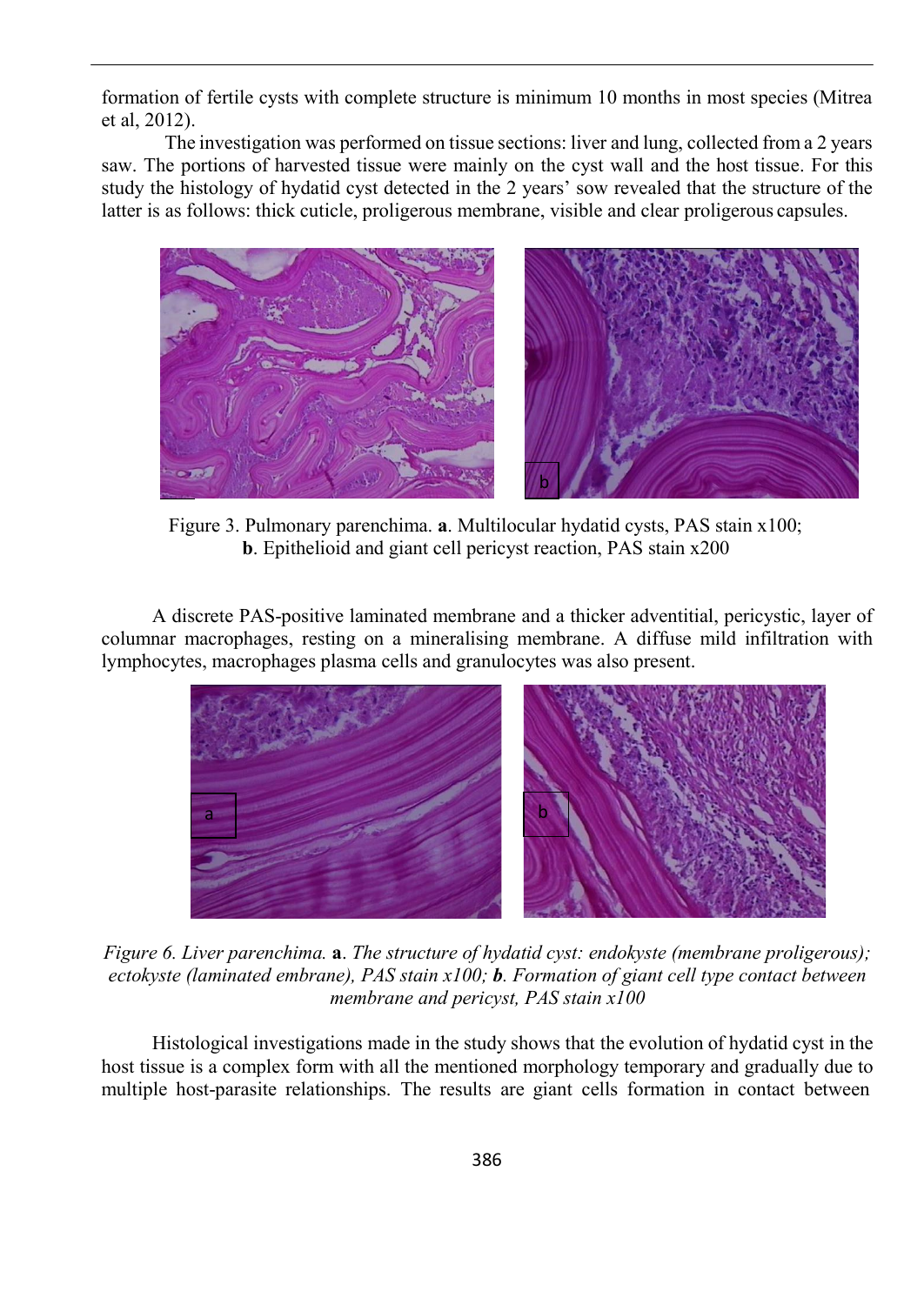formation of fertile cysts with complete structure is minimum 10 months in most species (Mitrea et al, 2012).

The investigation was performed on tissue sections: liver and lung, collected from a 2 years saw. The portions of harvested tissue were mainly on the cyst wall and the host tissue. For this study the histology of hydatid cyst detected in the 2 years' sow revealed that the structure of the latter is as follows: thick cuticle, proligerous membrane, visible and clear proligerous capsules.

Figure 3. Pulmonary parenchima. **a**. Multilocular hydatid cysts, PAS stain x100; **b**. Epithelioid and giant cell pericyst reaction, PAS stain x200

A discrete PAS-positive laminated membrane and a thicker adventitial, pericystic, layer of columnar macrophages, resting on a mineralising membrane. A diffuse mild infiltration with lymphocytes, macrophages plasma cells and granulocytes was also present.

*Figure 6. Liver parenchima.* **a**. *The structure of hydatid cyst: endokyste (membrane proligerous); ectokyste (laminated embrane), PAS stain x100;* ***b***. *Formation of giant cell type contact between membrane and pericyst, PAS stain x100*

Histological investigations made in the study shows that the evolution of hydatid cyst in the host tissue is a complex form with all the mentioned morphology temporary and gradually due to multiple host-parasite relationships. The results are giant cells formation in contact between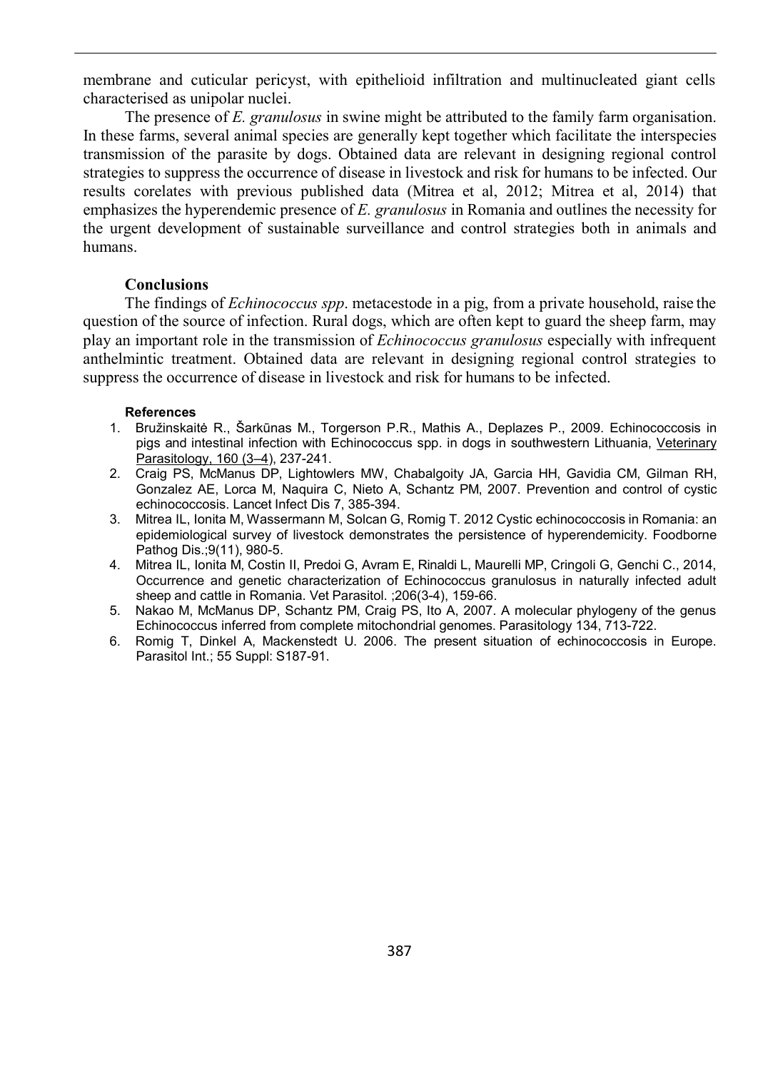membrane and cuticular pericyst, with epithelioid infiltration and multinucleated giant cells characterised as unipolar nuclei.

The presence of *E. granulosus* in swine might be attributed to the family farm organisation. In these farms, several animal species are generally kept together which facilitate the interspecies transmission of the parasite by dogs. Obtained data are relevant in designing regional control strategies to suppress the occurrence of disease in livestock and risk for humans to be infected. Our results corelates with previous published data (Mitrea et al, 2012; Mitrea et al, 2014) that emphasizes the hyperendemic presence of *E. granulosus* in Romania and outlines the necessity for the urgent development of sustainable surveillance and control strategies both in animals and humans.

### Conclusions

The findings of *Echinococcus spp*. metacestode in a pig, from a private household, raise the question of the source of infection. Rural dogs, which are often kept to guard the sheep farm, may play an important role in the transmission of *Echinococcus granulosus* especially with infrequent anthelmintic treatment. Obtained data are relevant in designing regional control strategies to suppress the occurrence of disease in livestock and risk for humans to be infected.

#### References

1. Bružinskaitė R., Šarkūnas M., Torgerson P.R., Mathis A., Deplazes P., 2009. Echinococcosis in pigs and intestinal infection with Echinococcus spp. in dogs in southwestern Lithuania, Veterinary Parasitology, 160 (3–4), 237-241.
2. Craig PS, McManus DP, Lightowlers MW, Chabalgoity JA, Garcia HH, Gavidia CM, Gilman RH, Gonzalez AE, Lorca M, Naquira C, Nieto A, Schantz PM, 2007. Prevention and control of cystic echinococcosis. Lancet Infect Dis 7, 385-394.
3. Mitrea IL, Ionita M, Wassermann M, Solcan G, Romig T. 2012 Cystic echinococcosis in Romania: an epidemiological survey of livestock demonstrates the persistence of hyperendemicity. Foodborne Pathog Dis.;9(11), 980-5.
4. Mitrea IL, Ionita M, Costin II, Predoi G, Avram E, Rinaldi L, Maurelli MP, Cringoli G, Genchi C., 2014, Occurrence and genetic characterization of Echinococcus granulosus in naturally infected adult sheep and cattle in Romania. Vet Parasitol. ;206(3-4), 159-66.
5. Nakao M, McManus DP, Schantz PM, Craig PS, Ito A, 2007. A molecular phylogeny of the genus Echinococcus inferred from complete mitochondrial genomes. Parasitology 134, 713-722.
6. Romig T, Dinkel A, Mackenstedt U. 2006. The present situation of echinococcosis in Europe. Parasitol Int.; 55 Suppl: S187-91.